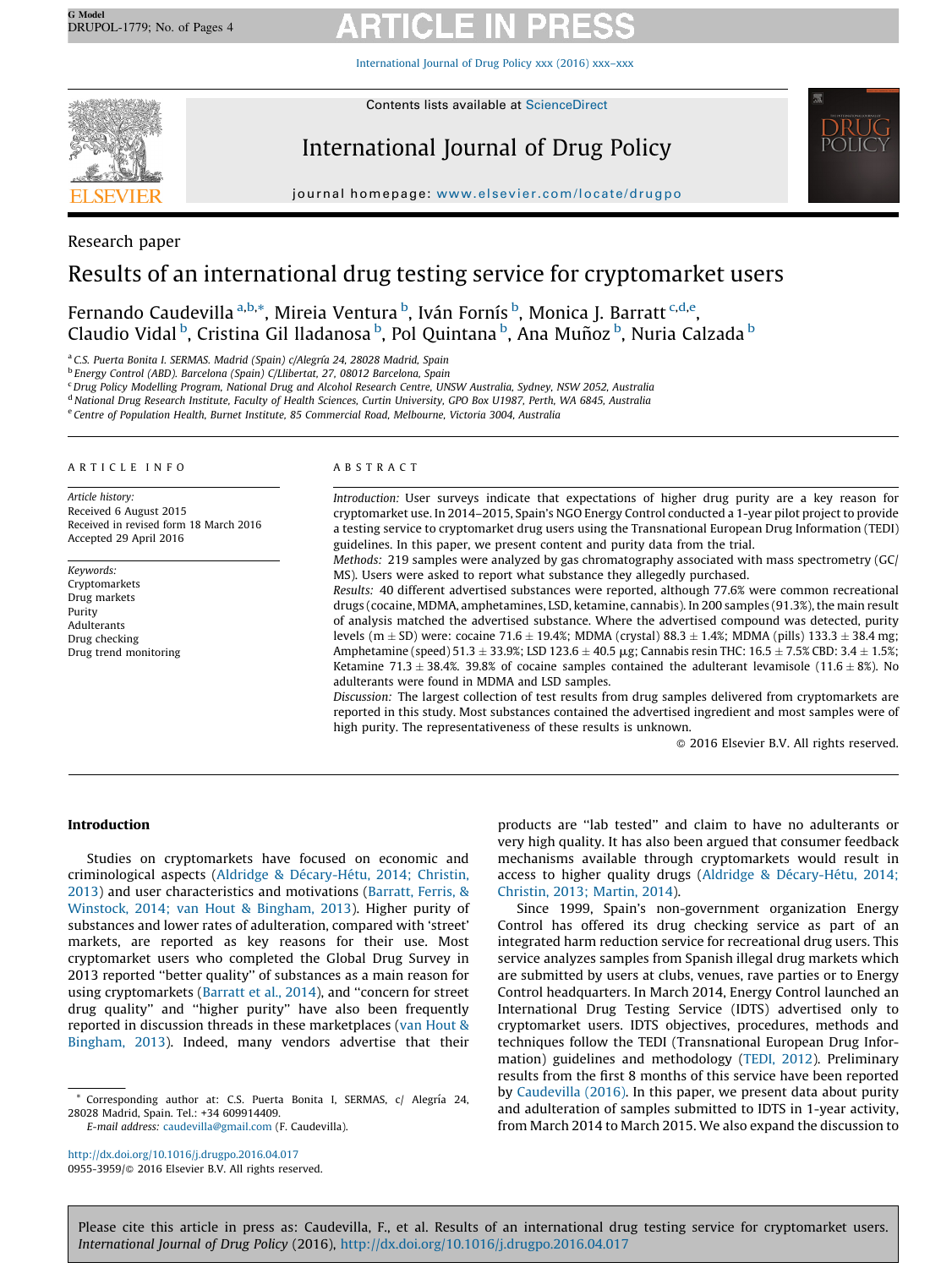Research paper

# Results of an international drug testing service for cryptomarket users

Fernando Caudevilla [a,b,*], Mireia Ventura [b], Iván Fornís [b], Monica J. Barratt [c,d,e], Claudio Vidal [b], Cristina Gil lladanosa [b], Pol Quintana [b], Ana Muñoz [b], Nuria Calzada [b]

[a] C.S. Puerta Bonita I. SERMAS. Madrid (Spain) c/Alegría 24, 28028 Madrid, Spain
[b] Energy Control (ABD). Barcelona (Spain) C/Llibertat, 27, 08012 Barcelona, Spain
[c] Drug Policy Modelling Program, National Drug and Alcohol Research Centre, UNSW Australia, Sydney, NSW 2052, Australia
[d] National Drug Research Institute, Faculty of Health Sciences, Curtin University, GPO Box U1987, Perth, WA 6845, Australia
[e] Centre of Population Health, Burnet Institute, 85 Commercial Road, Melbourne, Victoria 3004, Australia

**ARTICLE INFO**

*Article history:*
Received 6 August 2015
Received in revised form 18 March 2016
Accepted 29 April 2016

*Keywords:*
Cryptomarkets
Drug markets
Purity
Adulterants
Drug checking
Drug trend monitoring

**ABSTRACT**

*Introduction:* User surveys indicate that expectations of higher drug purity are a key reason for cryptomarket use. In 2014–2015, Spain's NGO Energy Control conducted a 1-year pilot project to provide a testing service to cryptomarket drug users using the Transnational European Drug Information (TEDI) guidelines. In this paper, we present content and purity data from the trial.

*Methods:* 219 samples were analyzed by gas chromatography associated with mass spectrometry (GC/MS). Users were asked to report what substance they allegedly purchased.

*Results:* 40 different advertised substances were reported, although 77.6% were common recreational drugs (cocaine, MDMA, amphetamines, LSD, ketamine, cannabis). In 200 samples (91.3%), the main result of analysis matched the advertised substance. Where the advertised compound was detected, purity levels (m ± SD) were: cocaine 71.6 ± 19.4%; MDMA (crystal) 88.3 ± 1.4%; MDMA (pills) 133.3 ± 38.4 mg; Amphetamine (speed) 51.3 ± 33.9%; LSD 123.6 ± 40.5 µg; Cannabis resin THC: 16.5 ± 7.5% CBD: 3.4 ± 1.5%; Ketamine 71.3 ± 38.4%. 39.8% of cocaine samples contained the adulterant levamisole (11.6 ± 8%). No adulterants were found in MDMA and LSD samples.

*Discussion:* The largest collection of test results from drug samples delivered from cryptomarkets are reported in this study. Most substances contained the advertised ingredient and most samples were of high purity. The representativeness of these results is unknown.

© 2016 Elsevier B.V. All rights reserved.

## Introduction

Studies on cryptomarkets have focused on economic and criminological aspects (Aldridge & Décary-Hétu, 2014; Christin, 2013) and user characteristics and motivations (Barratt, Ferris, & Winstock, 2014; van Hout & Bingham, 2013). Higher purity of substances and lower rates of adulteration, compared with 'street' markets, are reported as key reasons for their use. Most cryptomarket users who completed the Global Drug Survey in 2013 reported "better quality" of substances as a main reason for using cryptomarkets (Barratt et al., 2014), and "concern for street drug quality" and "higher purity" have also been frequently reported in discussion threads in these marketplaces (van Hout & Bingham, 2013). Indeed, many vendors advertise that their products are "lab tested" and claim to have no adulterants or very high quality. It has also been argued that consumer feedback mechanisms available through cryptomarkets would result in access to higher quality drugs (Aldridge & Décary-Hétu, 2014; Christin, 2013; Martin, 2014).

Since 1999, Spain's non-government organization Energy Control has offered its drug checking service as part of an integrated harm reduction service for recreational drug users. This service analyzes samples from Spanish illegal drug markets which are submitted by users at clubs, venues, rave parties or to Energy Control headquarters. In March 2014, Energy Control launched an International Drug Testing Service (IDTS) advertised only to cryptomarket users. IDTS objectives, procedures, methods and techniques follow the TEDI (Transnational European Drug Information) guidelines and methodology (TEDI, 2012). Preliminary results from the first 8 months of this service have been reported by Caudevilla (2016). In this paper, we present data about purity and adulteration of samples submitted to IDTS in 1-year activity, from March 2014 to March 2015. We also expand the discussion to

\* Corresponding author at: C.S. Puerta Bonita I, SERMAS, c/ Alegría 24, 28028 Madrid, Spain. Tel.: +34 609914409.
*E-mail address:* caudevilla@gmail.com (F. Caudevilla).

http://dx.doi.org/10.1016/j.drugpo.2016.04.017
0955-3959/© 2016 Elsevier B.V. All rights reserved.

Please cite this article in press as: Caudevilla, F., et al. Results of an international drug testing service for cryptomarket users. *International Journal of Drug Policy* (2016), http://dx.doi.org/10.1016/j.drugpo.2016.04.017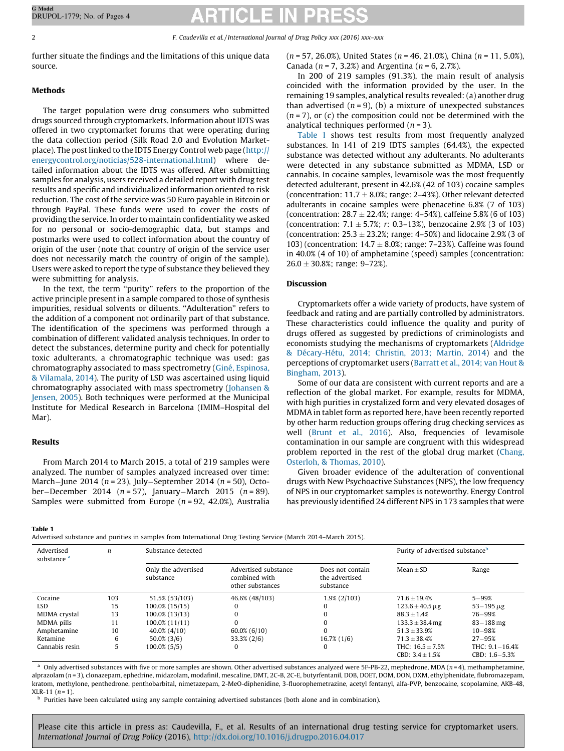further situate the findings and the limitations of this unique data source.

## Methods

The target population were drug consumers who submitted drugs sourced through cryptomarkets. Information about IDTS was offered in two cryptomarket forums that were operating during the data collection period (Silk Road 2.0 and Evolution Marketplace). The post linked to the IDTS Energy Control web page (http://energycontrol.org/noticias/528-international.html) where detailed information about the IDTS was offered. After submitting samples for analysis, users received a detailed report with drug test results and specific and individualized information oriented to risk reduction. The cost of the service was 50 Euro payable in Bitcoin or through PayPal. These funds were used to cover the costs of providing the service. In order to maintain confidentiality we asked for no personal or socio-demographic data, but stamps and postmarks were used to collect information about the country of origin of the user (note that country of origin of the service user does not necessarily match the country of origin of the sample). Users were asked to report the type of substance they believed they were submitting for analysis.

In the text, the term "purity" refers to the proportion of the active principle present in a sample compared to those of synthesis impurities, residual solvents or diluents. "Adulteration" refers to the addition of a component not ordinarily part of that substance. The identification of the specimens was performed through a combination of different validated analysis techniques. In order to detect the substances, determine purity and check for potentially toxic adulterants, a chromatographic technique was used: gas chromatography associated to mass spectrometry (Giné, Espinosa, & Vilamala, 2014). The purity of LSD was ascertained using liquid chromatography associated with mass spectrometry (Johansen & Jensen, 2005). Both techniques were performed at the Municipal Institute for Medical Research in Barcelona (IMIM–Hospital del Mar).

## Results

From March 2014 to March 2015, a total of 219 samples were analyzed. The number of samples analyzed increased over time: March–June 2014 ($n = 23$), July–September 2014 ($n = 50$), October–December 2014 ($n = 57$), January–March 2015 ($n = 89$). Samples were submitted from Europe ($n = 92$, 42.0%), Australia ($n = 57$, 26.0%), United States ($n = 46$, 21.0%), China ($n = 11$, 5.0%), Canada ($n = 7$, 3.2%) and Argentina ($n = 6$, 2.7%).

In 200 of 219 samples (91.3%), the main result of analysis coincided with the information provided by the user. In the remaining 19 samples, analytical results revealed: (a) another drug than advertised ($n = 9$), (b) a mixture of unexpected substances ($n = 7$), or (c) the composition could not be determined with the analytical techniques performed ($n = 3$).

Table 1 shows test results from most frequently analyzed substances. In 141 of 219 IDTS samples (64.4%), the expected substance was detected without any adulterants. No adulterants were detected in any substance submitted as MDMA, LSD or cannabis. In cocaine samples, levamisole was the most frequently detected adulterant, present in 42.6% (42 of 103) cocaine samples (concentration: 11.7 ± 8.0%; range: 2–43%). Other relevant detected adulterants in cocaine samples were phenacetine 6.8% (7 of 103) (concentration: 28.7 ± 22.4%; range: 4–54%), caffeine 5.8% (6 of 103) (concentration: 7.1 ± 5.7%; r: 0.3–13%), benzocaine 2.9% (3 of 103) (concentration: 25.3 ± 23.2%; range: 4–50%) and lidocaine 2.9% (3 of 103) (concentration: 14.7 ± 8.0%; range: 7–23%). Caffeine was found in 40.0% (4 of 10) of amphetamine (speed) samples (concentration: 26.0 ± 30.8%; range: 9–72%).

## Discussion

Cryptomarkets offer a wide variety of products, have system of feedback and rating and are partially controlled by administrators. These characteristics could influence the quality and purity of drugs offered as suggested by predictions of criminologists and economists studying the mechanisms of cryptomarkets (Aldridge & Décary-Hétu, 2014; Christin, 2013; Martin, 2014) and the perceptions of cryptomarket users (Barratt et al., 2014; van Hout & Bingham, 2013).

Some of our data are consistent with current reports and are a reflection of the global market. For example, results for MDMA, with high purities in crystalized form and very elevated dosages of MDMA in tablet form as reported here, have been recently reported by other harm reduction groups offering drug checking services as well (Brunt et al., 2016). Also, frequencies of levamisole contamination in our sample are congruent with this widespread problem reported in the rest of the global drug market (Chang, Osterloh, & Thomas, 2010).

Given broader evidence of the adulteration of conventional drugs with New Psychoactive Substances (NPS), the low frequency of NPS in our cryptomarket samples is noteworthy. Energy Control has previously identified 24 different NPS in 173 samples that were

**Table 1**
Advertised substance and purities in samples from International Drug Testing Service (March 2014–March 2015).

| Advertised substance [a] | n | Substance detected | | | Purity of advertised substance[b] | |
|---|---|---|---|---|---|---|
| | | Only the advertised substance | Advertised substance combined with other substances | Does not contain the advertised substance | Mean ± SD | Range |
| Cocaine | 103 | 51.5% (53/103) | 46.6% (48/103) | 1.9% (2/103) | 71.6 ± 19.4% | 5–99% |
| LSD | 15 | 100.0% (15/15) | 0 | 0 | 123.6 ± 40.5 μg | 53–195 μg |
| MDMA crystal | 13 | 100.0% (13/13) | 0 | 0 | 88.3 ± 1.4% | 76–99% |
| MDMA pills | 11 | 100.0% (11/11) | 0 | 0 | 133.3 ± 38.4 mg | 83–188 mg |
| Amphetamine | 10 | 40.0% (4/10) | 60.0% (6/10) | 0 | 51.3 ± 33.9% | 10–98% |
| Ketamine | 6 | 50.0% (3/6) | 33.3% (2/6) | 16.7% (1/6) | 71.3 ± 38.4% | 27–95% |
| Cannabis resin | 5 | 100.0% (5/5) | 0 | 0 | THC: 16.5 ± 7.5%<br>CBD: 3.4 ± 1.5% | THC: 9.1–16.4%<br>CBD: 1.6–5.3% |

[a] Only advertised substances with five or more samples are shown. Other advertised substances analyzed were 5F-PB-22, mephedrone, MDA ($n = 4$), methamphetamine, alprazolam ($n = 3$), clonazepam, ephedrine, midazolam, modafinil, mescaline, DMT, 2C-B, 2C-E, butyrfentanil, DOB, DOET, DOM, DON, DXM, ethylphenidate, flubromazepam, kratom, methylone, penthedrone, penthobarbital, nimetazepam, 2-MeO-diphenidine, 3-fluorophemetrazine, acetyl fentanyl, alfa-PVP, benzocaine, scopolamine, AKB-48, XLR-11 ($n = 1$).

[b] Purities have been calculated using any sample containing advertised substances (both alone and in combination).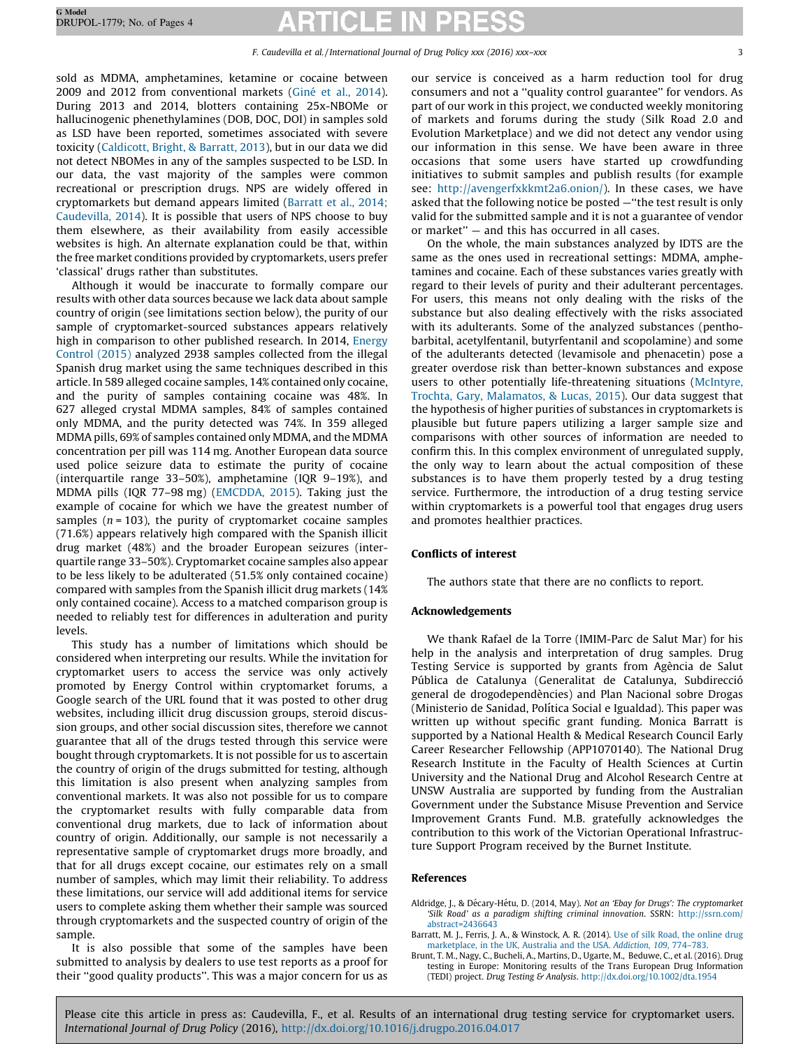sold as MDMA, amphetamines, ketamine or cocaine between 2009 and 2012 from conventional markets (Giné et al., 2014). During 2013 and 2014, blotters containing 25x-NBOMe or hallucinogenic phenethylamines (DOB, DOC, DOI) in samples sold as LSD have been reported, sometimes associated with severe toxicity (Caldicott, Bright, & Barratt, 2013), but in our data we did not detect NBOMes in any of the samples suspected to be LSD. In our data, the vast majority of the samples were common recreational or prescription drugs. NPS are widely offered in cryptomarkets but demand appears limited (Barratt et al., 2014; Caudevilla, 2014). It is possible that users of NPS choose to buy them elsewhere, as their availability from easily accessible websites is high. An alternate explanation could be that, within the free market conditions provided by cryptomarkets, users prefer 'classical' drugs rather than substitutes.

Although it would be inaccurate to formally compare our results with other data sources because we lack data about sample country of origin (see limitations section below), the purity of our sample of cryptomarket-sourced substances appears relatively high in comparison to other published research. In 2014, Energy Control (2015) analyzed 2938 samples collected from the illegal Spanish drug market using the same techniques described in this article. In 589 alleged cocaine samples, 14% contained only cocaine, and the purity of samples containing cocaine was 48%. In 627 alleged crystal MDMA samples, 84% of samples contained only MDMA, and the purity detected was 74%. In 359 alleged MDMA pills, 69% of samples contained only MDMA, and the MDMA concentration per pill was 114 mg. Another European data source used police seizure data to estimate the purity of cocaine (interquartile range 33–50%), amphetamine (IQR 9–19%), and MDMA pills (IQR 77–98 mg) (EMCDDA, 2015). Taking just the example of cocaine for which we have the greatest number of samples ($n = 103$), the purity of cryptomarket cocaine samples (71.6%) appears relatively high compared with the Spanish illicit drug market (48%) and the broader European seizures (interquartile range 33–50%). Cryptomarket cocaine samples also appear to be less likely to be adulterated (51.5% only contained cocaine) compared with samples from the Spanish illicit drug markets (14% only contained cocaine). Access to a matched comparison group is needed to reliably test for differences in adulteration and purity levels.

This study has a number of limitations which should be considered when interpreting our results. While the invitation for cryptomarket users to access the service was only actively promoted by Energy Control within cryptomarket forums, a Google search of the URL found that it was posted to other drug websites, including illicit drug discussion groups, steroid discussion groups, and other social discussion sites, therefore we cannot guarantee that all of the drugs tested through this service were bought through cryptomarkets. It is not possible for us to ascertain the country of origin of the drugs submitted for testing, although this limitation is also present when analyzing samples from conventional markets. It was also not possible for us to compare the cryptomarket results with fully comparable data from conventional drug markets, due to lack of information about country of origin. Additionally, our sample is not necessarily a representative sample of cryptomarket drugs more broadly, and that for all drugs except cocaine, our estimates rely on a small number of samples, which may limit their reliability. To address these limitations, our service will add additional items for service users to complete asking them whether their sample was sourced through cryptomarkets and the suspected country of origin of the sample.

It is also possible that some of the samples have been submitted to analysis by dealers to use test reports as a proof for their "good quality products". This was a major concern for us as our service is conceived as a harm reduction tool for drug consumers and not a "quality control guarantee" for vendors. As part of our work in this project, we conducted weekly monitoring of markets and forums during the study (Silk Road 2.0 and Evolution Marketplace) and we did not detect any vendor using our information in this sense. We have been aware in three occasions that some users have started up crowdfunding initiatives to submit samples and publish results (for example see: http://avengerfxkkmt2a6.onion/). In these cases, we have asked that the following notice be posted —"the test result is only valid for the submitted sample and it is not a guarantee of vendor or market" — and this has occurred in all cases.

On the whole, the main substances analyzed by IDTS are the same as the ones used in recreational settings: MDMA, amphetamines and cocaine. Each of these substances varies greatly with regard to their levels of purity and their adulterant percentages. For users, this means not only dealing with the risks of the substance but also dealing effectively with the risks associated with its adulterants. Some of the analyzed substances (penthobarbital, acetylfentanil, butyrfentanil and scopolamine) and some of the adulterants detected (levamisole and phenacetin) pose a greater overdose risk than better-known substances and expose users to other potentially life-threatening situations (McIntyre, Trochta, Gary, Malamatos, & Lucas, 2015). Our data suggest that the hypothesis of higher purities of substances in cryptomarkets is plausible but future papers utilizing a larger sample size and comparisons with other sources of information are needed to confirm this. In this complex environment of unregulated supply, the only way to learn about the actual composition of these substances is to have them properly tested by a drug testing service. Furthermore, the introduction of a drug testing service within cryptomarkets is a powerful tool that engages drug users and promotes healthier practices.

## Conflicts of interest

The authors state that there are no conflicts to report.

## Acknowledgements

We thank Rafael de la Torre (IMIM-Parc de Salut Mar) for his help in the analysis and interpretation of drug samples. Drug Testing Service is supported by grants from Agència de Salut Pública de Catalunya (Generalitat de Catalunya, Subdirecció general de drogodependències) and Plan Nacional sobre Drogas (Ministerio de Sanidad, Política Social e Igualdad). This paper was written up without specific grant funding. Monica Barratt is supported by a National Health & Medical Research Council Early Career Researcher Fellowship (APP1070140). The National Drug Research Institute in the Faculty of Health Sciences at Curtin University and the National Drug and Alcohol Research Centre at UNSW Australia are supported by funding from the Australian Government under the Substance Misuse Prevention and Service Improvement Grants Fund. M.B. gratefully acknowledges the contribution to this work of the Victorian Operational Infrastructure Support Program received by the Burnet Institute.

## References

Aldridge, J., & Décary-Hétu, D. (2014, May). *Not an 'Ebay for Drugs': The cryptomarket 'Silk Road' as a paradigm shifting criminal innovation.* SSRN: http://ssrn.com/abstract=2436643

Barratt, M. J., Ferris, J. A., & Winstock, A. R. (2014). Use of silk Road, the online drug marketplace, in the UK, Australia and the USA. *Addiction, 109*, 774–783.

Brunt, T. M., Nagy, C., Bucheli, A., Martins, D., Ugarte, M., Beduwe, C., et al. (2016). Drug testing in Europe: Monitoring results of the Trans European Drug Information (TEDI) project. *Drug Testing & Analysis*. http://dx.doi.org/10.1002/dta.1954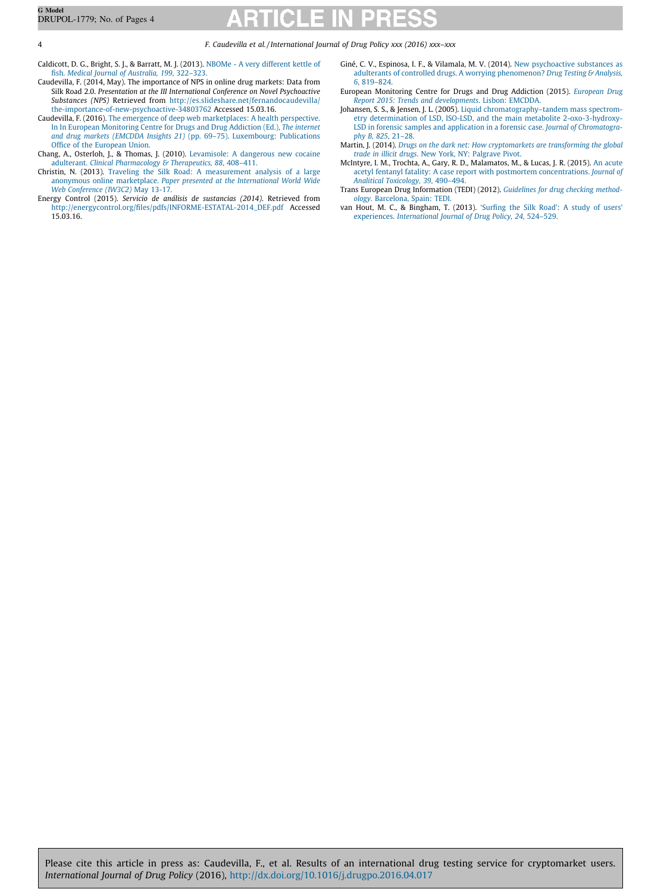Caldicott, D. G., Bright, S. J., & Barratt, M. J. (2013). NBOMe - A very different kettle of fish. *Medical Journal of Australia, 199*, 322–323.

Caudevilla, F. (2014, May). The importance of NPS in online drug markets: Data from Silk Road 2.0. *Presentation at the III International Conference on Novel Psychoactive Substances (NPS)* Retrieved from http://es.slideshare.net/fernandocaudevilla/the-importance-of-new-psychoactive-34803762 Accessed 15.03.16.

Caudevilla, F. (2016). The emergence of deep web marketplaces: A health perspective. In In European Monitoring Centre for Drugs and Drug Addiction (Ed.), *The internet and drug markets (EMCDDA Insights 21)* (pp. 69–75). Luxembourg: Publications Office of the European Union.

Chang, A., Osterloh, J., & Thomas, J. (2010). Levamisole: A dangerous new cocaine adulterant. *Clinical Pharmacology & Therapeutics, 88*, 408–411.

Christin, N. (2013). Traveling the Silk Road: A measurement analysis of a large anonymous online marketplace. *Paper presented at the International World Wide Web Conference (IW3C2)* May 13-17.

Energy Control (2015). *Servicio de análisis de sustancias (2014)*. Retrieved from http://energycontrol.org/files/pdfs/INFORME-ESTATAL-2014_DEF.pdf Accessed 15.03.16.

Giné, C. V., Espinosa, I. F., & Vilamala, M. V. (2014). New psychoactive substances as adulterants of controlled drugs. A worrying phenomenon? *Drug Testing & Analysis, 6*, 819–824.

European Monitoring Centre for Drugs and Drug Addiction (2015). *European Drug Report 2015: Trends and developments*. Lisbon: EMCDDA.

Johansen, S. S., & Jensen, J. L. (2005). Liquid chromatography–tandem mass spectrometry determination of LSD, ISO-LSD, and the main metabolite 2-oxo-3-hydroxy-LSD in forensic samples and application in a forensic case. *Journal of Chromatography B, 825*, 21–28.

Martin, J. (2014). *Drugs on the dark net: How cryptomarkets are transforming the global trade in illicit drugs*. New York, NY: Palgrave Pivot.

McIntyre, I. M., Trochta, A., Gary, R. D., Malamatos, M., & Lucas, J. R. (2015). An acute acetyl fentanyl fatality: A case report with postmortem concentrations. *Journal of Analitical Toxicology, 39*, 490–494.

Trans European Drug Information (TEDI) (2012). *Guidelines for drug checking methodology*. Barcelona, Spain: TEDI.

van Hout, M. C., & Bingham, T. (2013). 'Surfing the Silk Road': A study of users' experiences. *International Journal of Drug Policy, 24*, 524–529.

Please cite this article in press as: Caudevilla, F., et al. Results of an international drug testing service for cryptomarket users. *International Journal of Drug Policy* (2016), http://dx.doi.org/10.1016/j.drugpo.2016.04.017